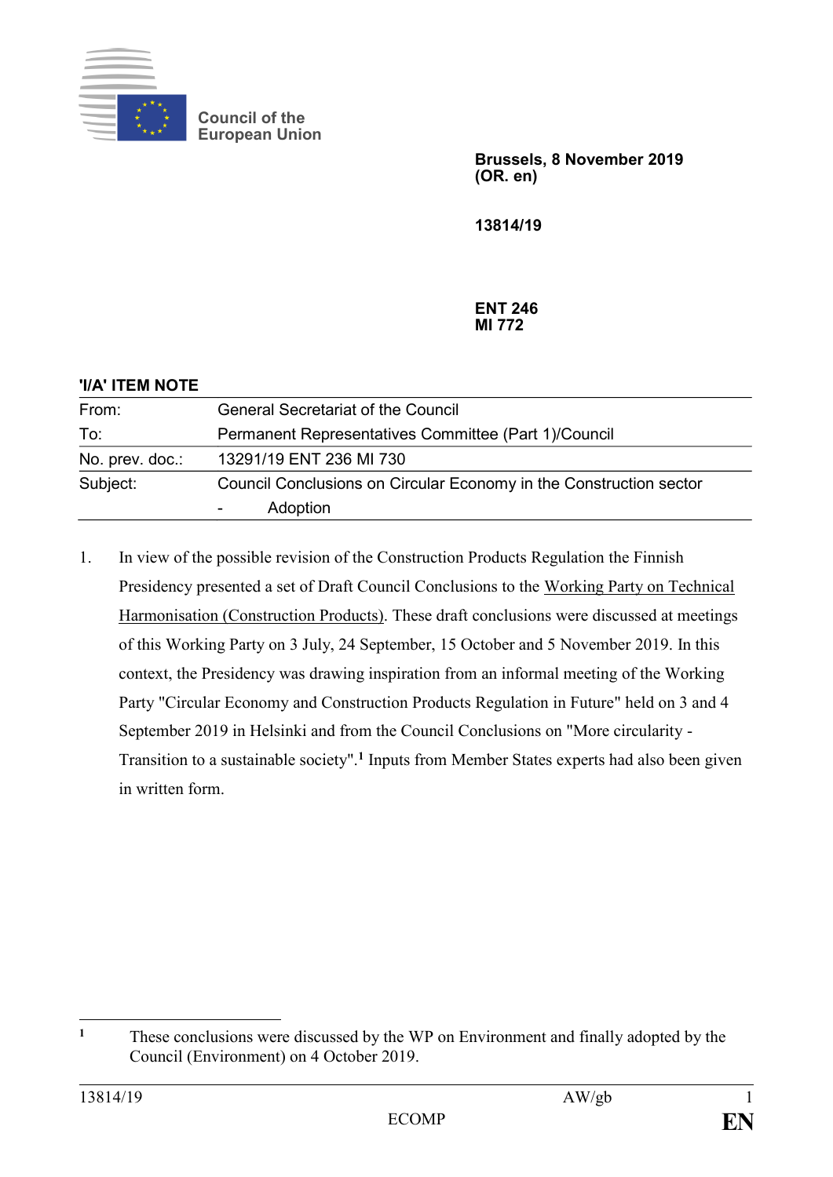Council of the European Union

**Brussels, 8 November 2019**
**(OR. en)**

**13814/19**

**ENT 246**
**MI 772**

**'I/A' ITEM NOTE**

| | |
|---|---|
| From: | General Secretariat of the Council |
| To: | Permanent Representatives Committee (Part 1)/Council |
| No. prev. doc.: | 13291/19 ENT 236 MI 730 |
| Subject: | Council Conclusions on Circular Economy in the Construction sector<br>- Adoption |

1. In view of the possible revision of the Construction Products Regulation the Finnish Presidency presented a set of Draft Council Conclusions to the Working Party on Technical Harmonisation (Construction Products). These draft conclusions were discussed at meetings of this Working Party on 3 July, 24 September, 15 October and 5 November 2019. In this context, the Presidency was drawing inspiration from an informal meeting of the Working Party "Circular Economy and Construction Products Regulation in Future" held on 3 and 4 September 2019 in Helsinki and from the Council Conclusions on "More circularity - Transition to a sustainable society".[1] Inputs from Member States experts had also been given in written form.

[1] These conclusions were discussed by the WP on Environment and finally adopted by the Council (Environment) on 4 October 2019.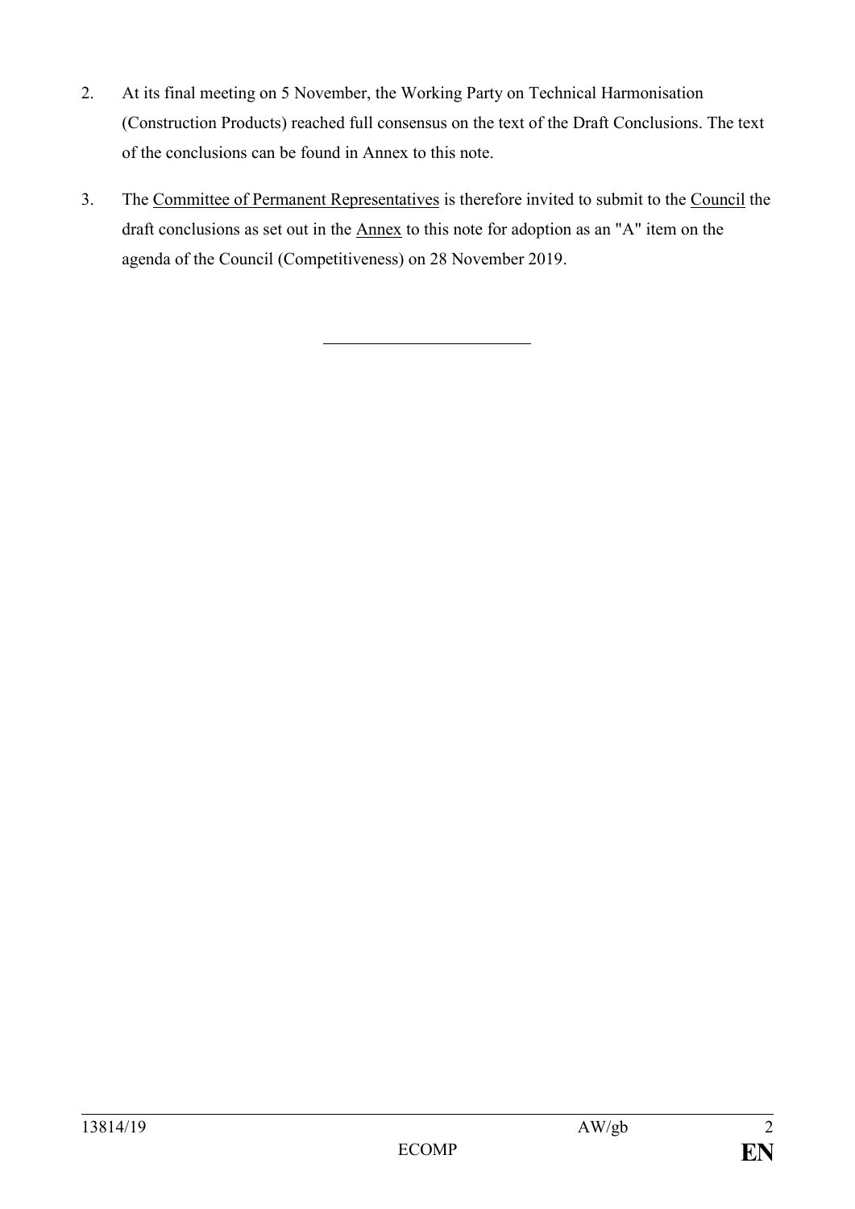2. At its final meeting on 5 November, the Working Party on Technical Harmonisation (Construction Products) reached full consensus on the text of the Draft Conclusions. The text of the conclusions can be found in Annex to this note.

3. The Committee of Permanent Representatives is therefore invited to submit to the Council the draft conclusions as set out in the Annex to this note for adoption as an "A" item on the agenda of the Council (Competitiveness) on 28 November 2019.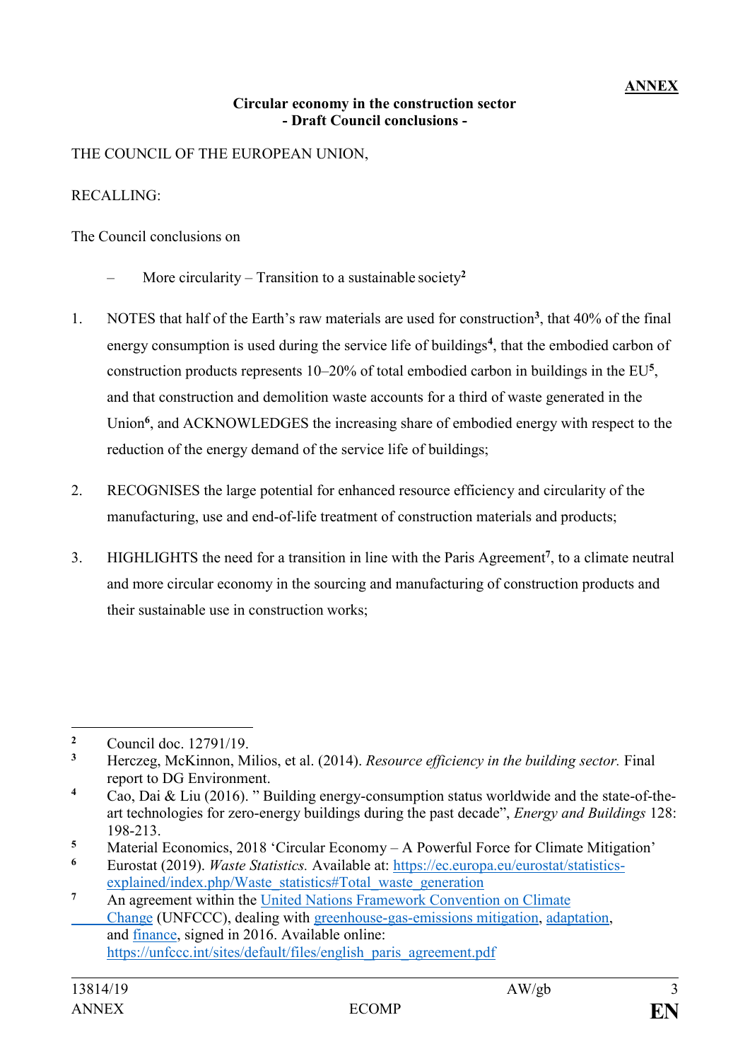**ANNEX**

**Circular economy in the construction sector**
**- Draft Council conclusions -**

THE COUNCIL OF THE EUROPEAN UNION,

RECALLING:

The Council conclusions on

– More circularity – Transition to a sustainable society[2]

1. NOTES that half of the Earth's raw materials are used for construction[3], that 40% of the final energy consumption is used during the service life of buildings[4], that the embodied carbon of construction products represents 10–20% of total embodied carbon in buildings in the EU[5], and that construction and demolition waste accounts for a third of waste generated in the Union[6], and ACKNOWLEDGES the increasing share of embodied energy with respect to the reduction of the energy demand of the service life of buildings;

2. RECOGNISES the large potential for enhanced resource efficiency and circularity of the manufacturing, use and end-of-life treatment of construction materials and products;

3. HIGHLIGHTS the need for a transition in line with the Paris Agreement[7], to a climate neutral and more circular economy in the sourcing and manufacturing of construction products and their sustainable use in construction works;

---

[2] Council doc. 12791/19.

[3] Herczeg, McKinnon, Milios, et al. (2014). *Resource efficiency in the building sector.* Final report to DG Environment.

[4] Cao, Dai & Liu (2016). " Building energy-consumption status worldwide and the state-of-the-art technologies for zero-energy buildings during the past decade", *Energy and Buildings* 128: 198-213.

[5] Material Economics, 2018 'Circular Economy – A Powerful Force for Climate Mitigation'

[6] Eurostat (2019). *Waste Statistics.* Available at: https://ec.europa.eu/eurostat/statistics-explained/index.php/Waste_statistics#Total_waste_generation

[7] An agreement within the United Nations Framework Convention on Climate Change (UNFCCC), dealing with greenhouse-gas-emissions mitigation, adaptation, and finance, signed in 2016. Available online: https://unfccc.int/sites/default/files/english_paris_agreement.pdf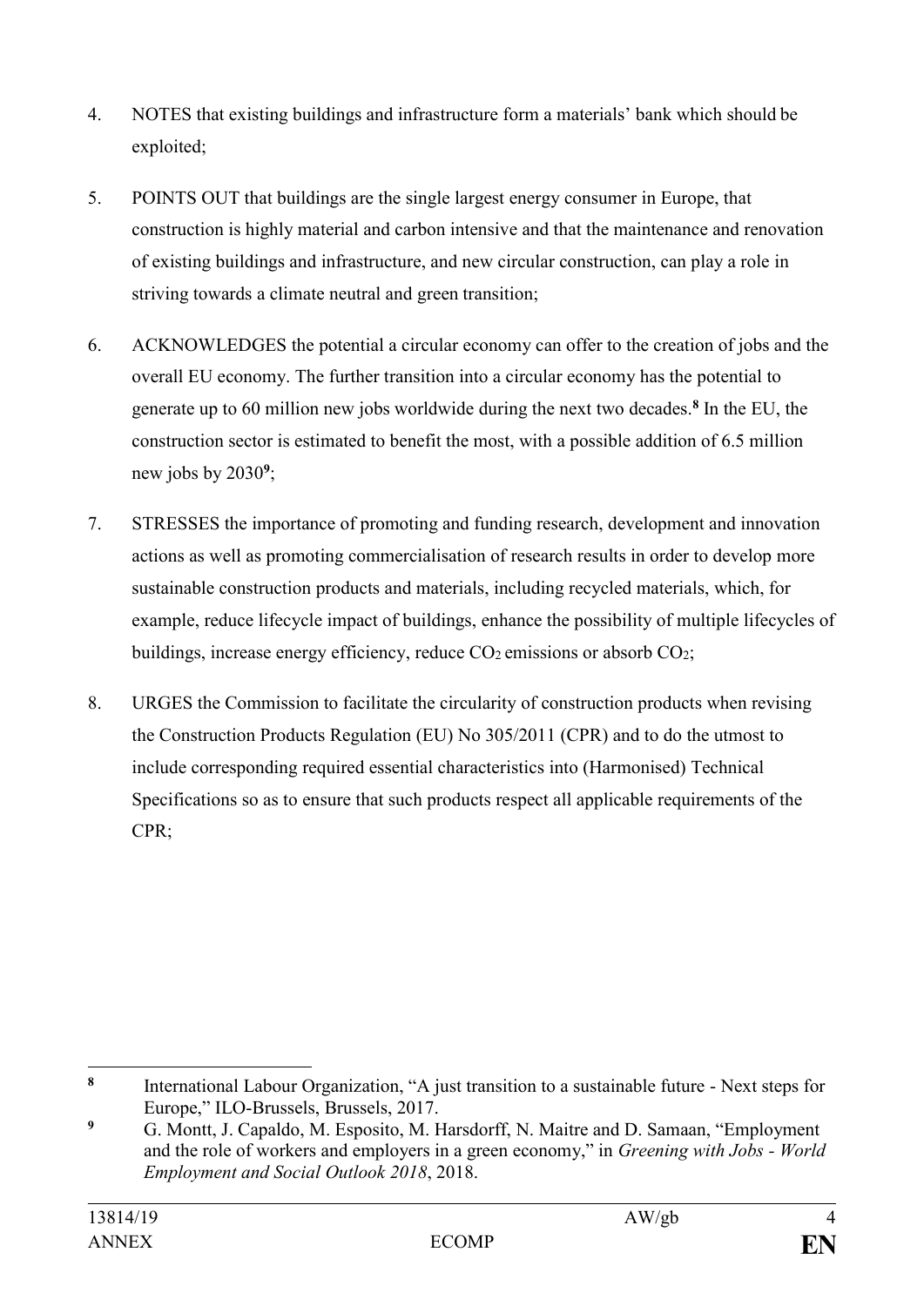4. NOTES that existing buildings and infrastructure form a materials' bank which should be exploited;

5. POINTS OUT that buildings are the single largest energy consumer in Europe, that construction is highly material and carbon intensive and that the maintenance and renovation of existing buildings and infrastructure, and new circular construction, can play a role in striving towards a climate neutral and green transition;

6. ACKNOWLEDGES the potential a circular economy can offer to the creation of jobs and the overall EU economy. The further transition into a circular economy has the potential to generate up to 60 million new jobs worldwide during the next two decades.[8] In the EU, the construction sector is estimated to benefit the most, with a possible addition of 6.5 million new jobs by 2030[9];

7. STRESSES the importance of promoting and funding research, development and innovation actions as well as promoting commercialisation of research results in order to develop more sustainable construction products and materials, including recycled materials, which, for example, reduce lifecycle impact of buildings, enhance the possibility of multiple lifecycles of buildings, increase energy efficiency, reduce $CO_2$ emissions or absorb $CO_2$;

8. URGES the Commission to facilitate the circularity of construction products when revising the Construction Products Regulation (EU) No 305/2011 (CPR) and to do the utmost to include corresponding required essential characteristics into (Harmonised) Technical Specifications so as to ensure that such products respect all applicable requirements of the CPR;

---

[8] International Labour Organization, "A just transition to a sustainable future - Next steps for Europe," ILO-Brussels, Brussels, 2017.

[9] G. Montt, J. Capaldo, M. Esposito, M. Harsdorff, N. Maitre and D. Samaan, "Employment and the role of workers and employers in a green economy," in *Greening with Jobs - World Employment and Social Outlook 2018*, 2018.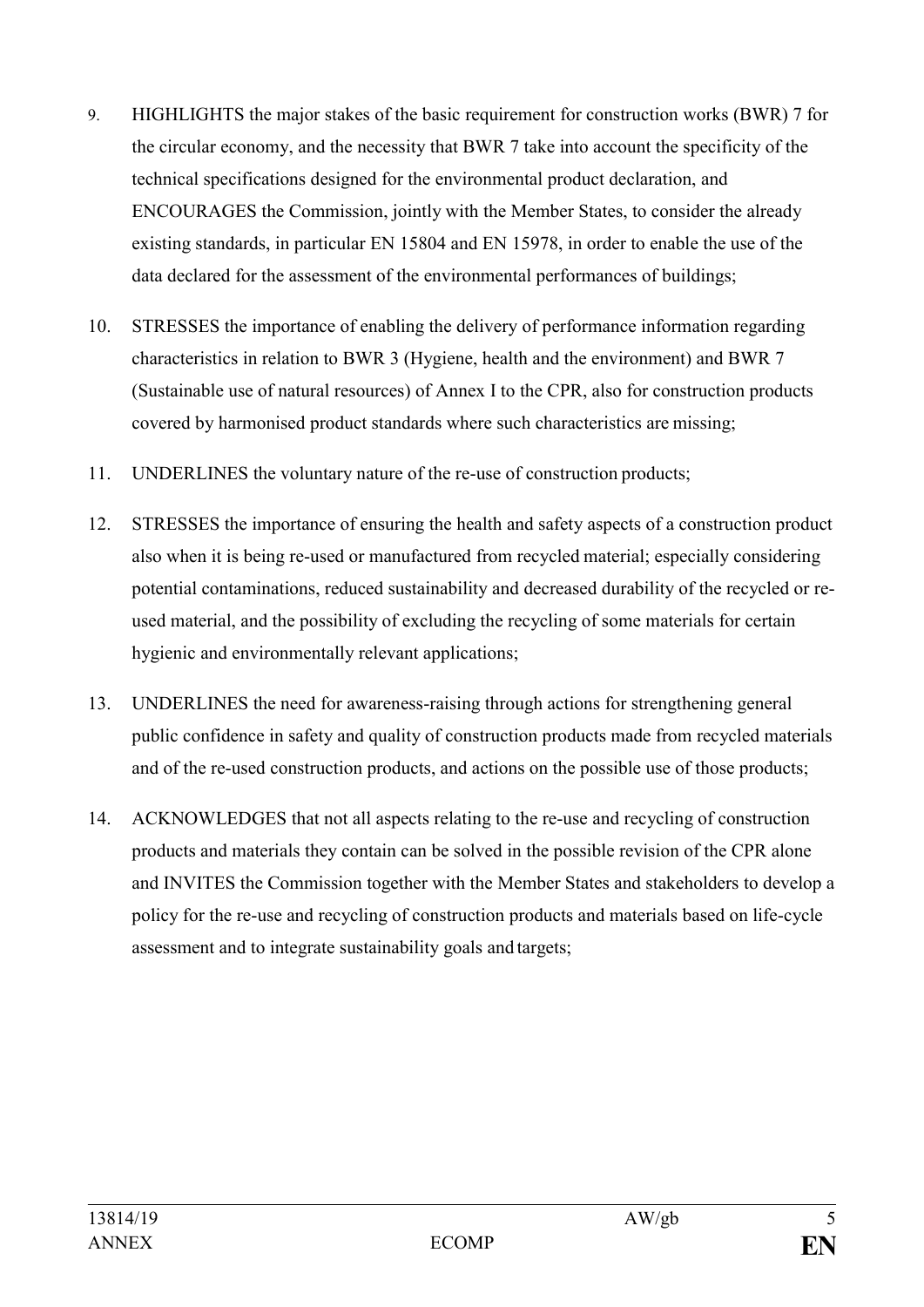9. HIGHLIGHTS the major stakes of the basic requirement for construction works (BWR) 7 for the circular economy, and the necessity that BWR 7 take into account the specificity of the technical specifications designed for the environmental product declaration, and ENCOURAGES the Commission, jointly with the Member States, to consider the already existing standards, in particular EN 15804 and EN 15978, in order to enable the use of the data declared for the assessment of the environmental performances of buildings;

10. STRESSES the importance of enabling the delivery of performance information regarding characteristics in relation to BWR 3 (Hygiene, health and the environment) and BWR 7 (Sustainable use of natural resources) of Annex I to the CPR, also for construction products covered by harmonised product standards where such characteristics are missing;

11. UNDERLINES the voluntary nature of the re-use of construction products;

12. STRESSES the importance of ensuring the health and safety aspects of a construction product also when it is being re-used or manufactured from recycled material; especially considering potential contaminations, reduced sustainability and decreased durability of the recycled or re-used material, and the possibility of excluding the recycling of some materials for certain hygienic and environmentally relevant applications;

13. UNDERLINES the need for awareness-raising through actions for strengthening general public confidence in safety and quality of construction products made from recycled materials and of the re-used construction products, and actions on the possible use of those products;

14. ACKNOWLEDGES that not all aspects relating to the re-use and recycling of construction products and materials they contain can be solved in the possible revision of the CPR alone and INVITES the Commission together with the Member States and stakeholders to develop a policy for the re-use and recycling of construction products and materials based on life-cycle assessment and to integrate sustainability goals and targets;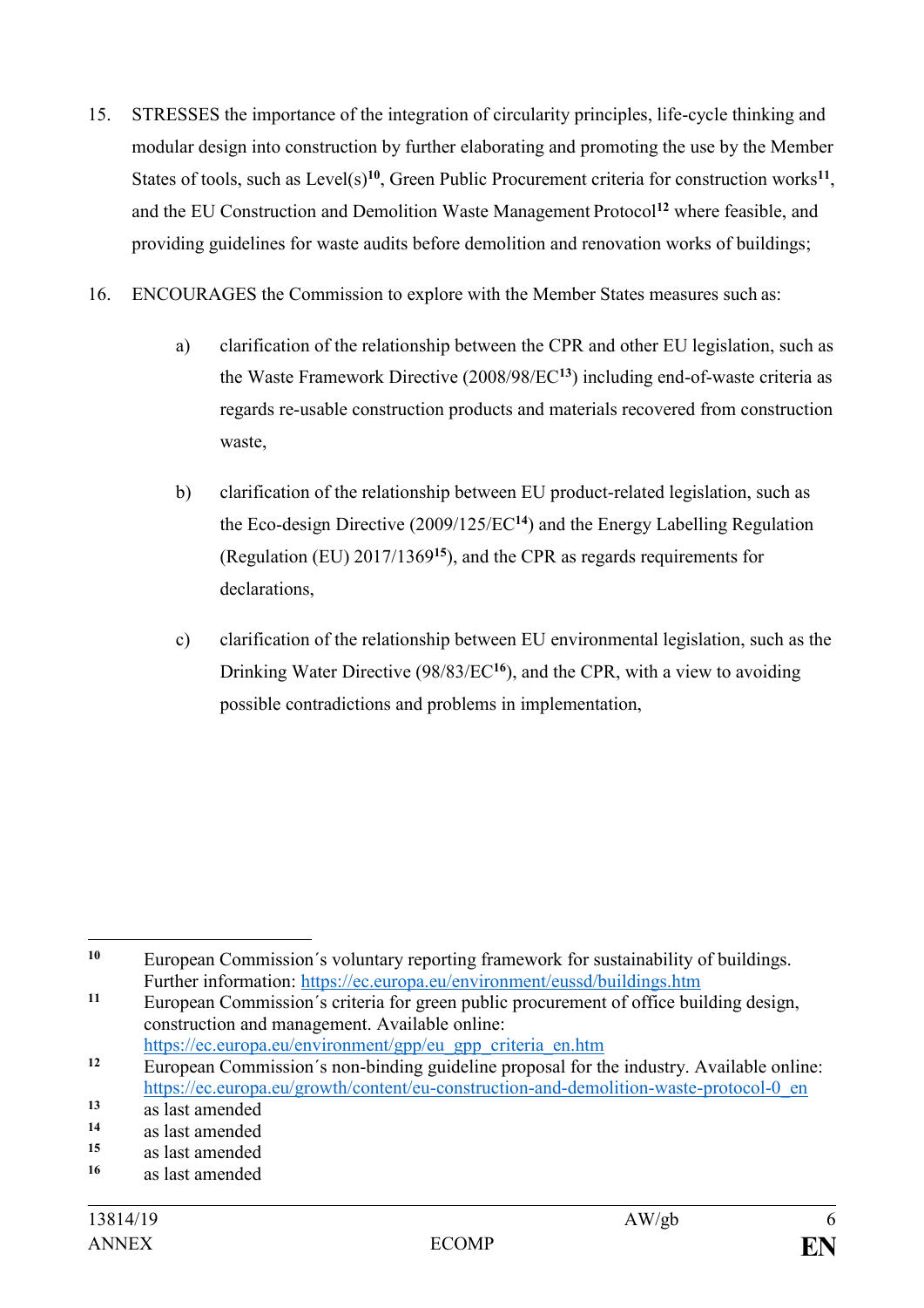15. STRESSES the importance of the integration of circularity principles, life-cycle thinking and modular design into construction by further elaborating and promoting the use by the Member States of tools, such as Level(s)[10], Green Public Procurement criteria for construction works[11], and the EU Construction and Demolition Waste Management Protocol[12] where feasible, and providing guidelines for waste audits before demolition and renovation works of buildings;

16. ENCOURAGES the Commission to explore with the Member States measures such as:

    a) clarification of the relationship between the CPR and other EU legislation, such as the Waste Framework Directive (2008/98/EC[13]) including end-of-waste criteria as regards re-usable construction products and materials recovered from construction waste,

    b) clarification of the relationship between EU product-related legislation, such as the Eco-design Directive (2009/125/EC[14]) and the Energy Labelling Regulation (Regulation (EU) 2017/1369[15]), and the CPR as regards requirements for declarations,

    c) clarification of the relationship between EU environmental legislation, such as the Drinking Water Directive (98/83/EC[16]), and the CPR, with a view to avoiding possible contradictions and problems in implementation,

---

[10] European Commission´s voluntary reporting framework for sustainability of buildings. Further information: https://ec.europa.eu/environment/eussd/buildings.htm

[11] European Commission´s criteria for green public procurement of office building design, construction and management. Available online: https://ec.europa.eu/environment/gpp/eu_gpp_criteria_en.htm

[12] European Commission´s non-binding guideline proposal for the industry. Available online: https://ec.europa.eu/growth/content/eu-construction-and-demolition-waste-protocol-0_en

[13] as last amended

[14] as last amended

[15] as last amended

[16] as last amended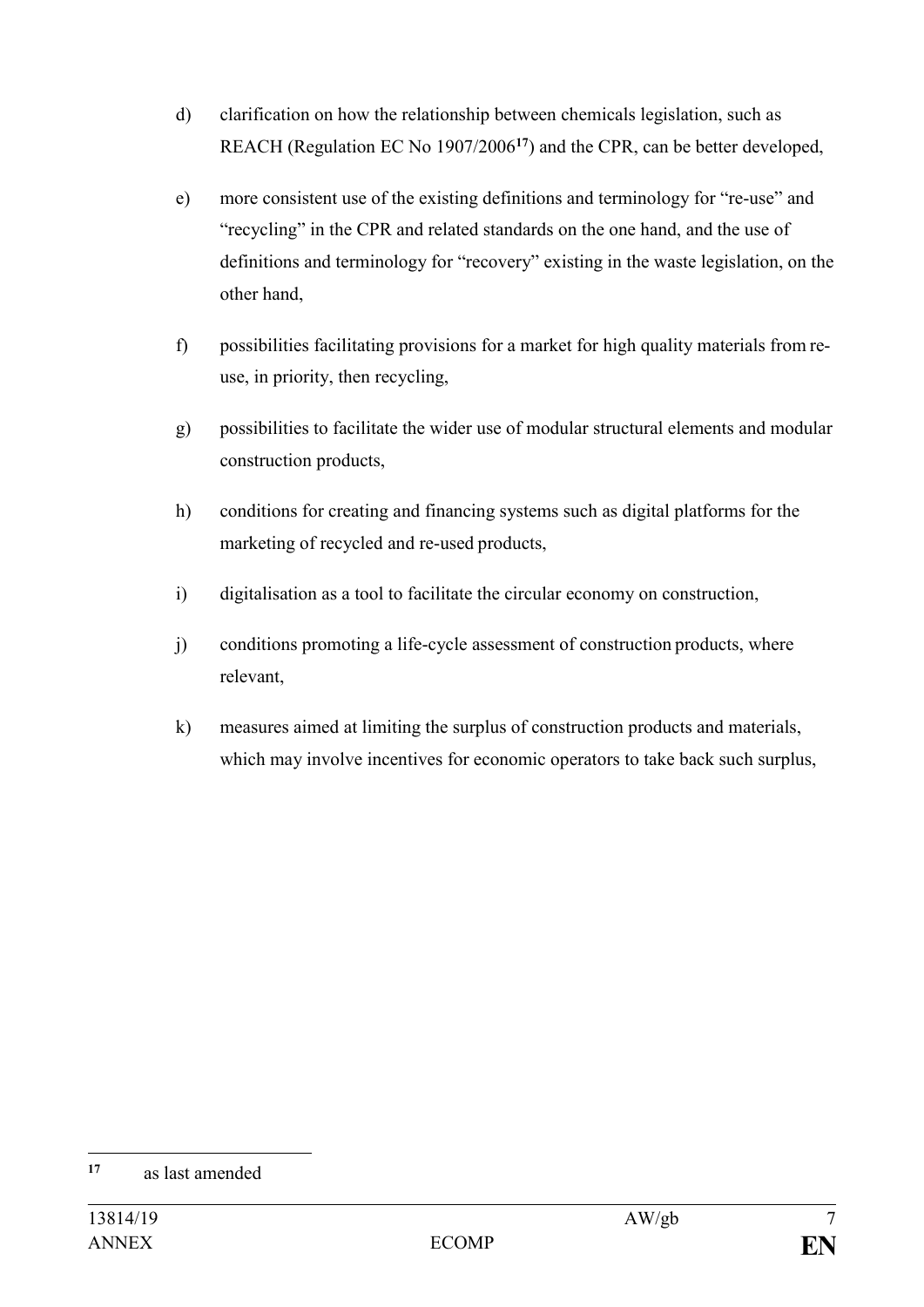d) clarification on how the relationship between chemicals legislation, such as REACH (Regulation EC No 1907/2006[17]) and the CPR, can be better developed,

e) more consistent use of the existing definitions and terminology for "re-use" and "recycling" in the CPR and related standards on the one hand, and the use of definitions and terminology for "recovery" existing in the waste legislation, on the other hand,

f) possibilities facilitating provisions for a market for high quality materials from re-use, in priority, then recycling,

g) possibilities to facilitate the wider use of modular structural elements and modular construction products,

h) conditions for creating and financing systems such as digital platforms for the marketing of recycled and re-used products,

i) digitalisation as a tool to facilitate the circular economy on construction,

j) conditions promoting a life-cycle assessment of construction products, where relevant,

k) measures aimed at limiting the surplus of construction products and materials, which may involve incentives for economic operators to take back such surplus,

---

[17] as last amended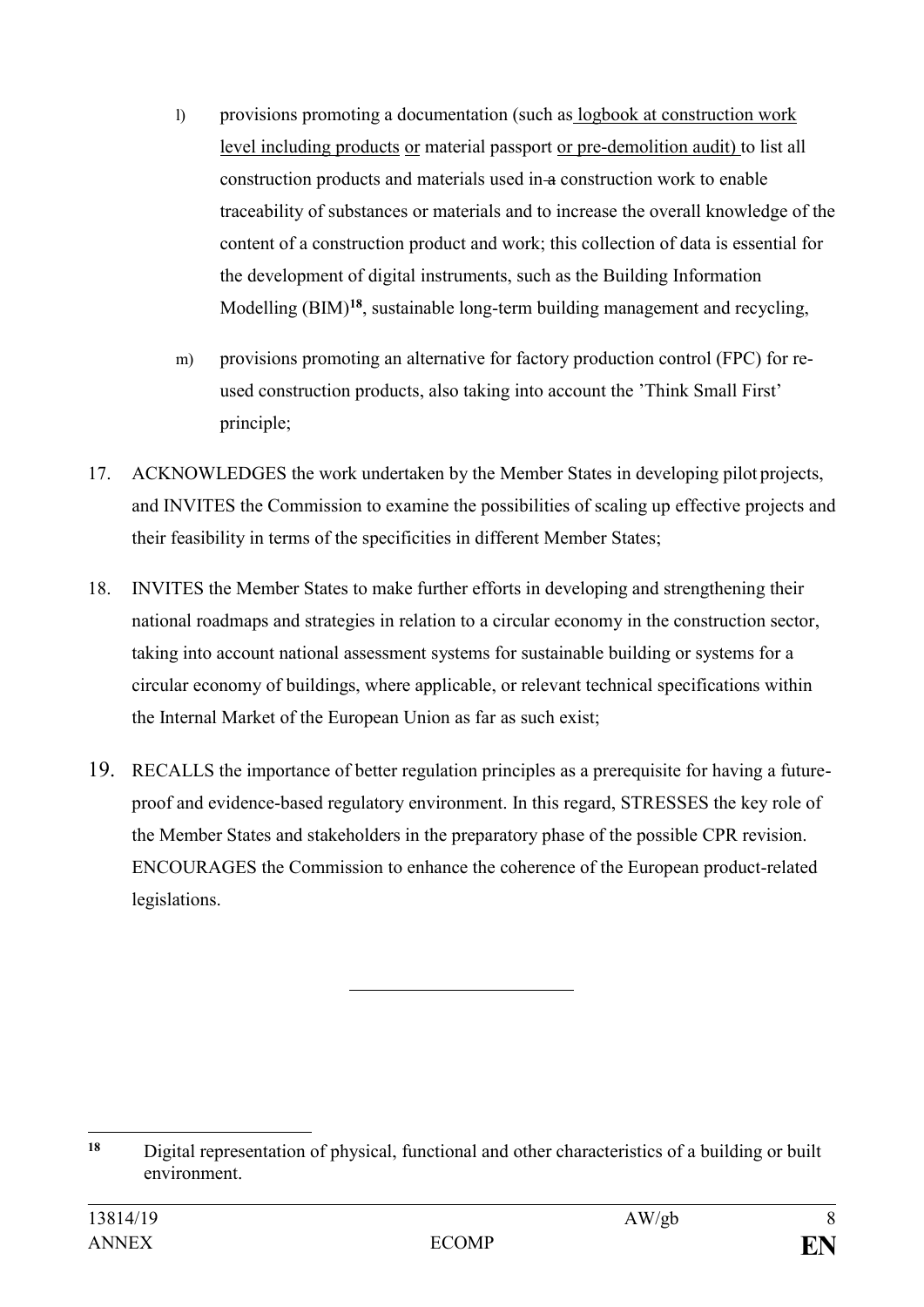l) provisions promoting a documentation (such as logbook at construction work level including products or material passport or pre-demolition audit) to list all construction products and materials used in a construction work to enable traceability of substances or materials and to increase the overall knowledge of the content of a construction product and work; this collection of data is essential for the development of digital instruments, such as the Building Information Modelling (BIM)[18], sustainable long-term building management and recycling,

m) provisions promoting an alternative for factory production control (FPC) for re-used construction products, also taking into account the 'Think Small First' principle;

17. ACKNOWLEDGES the work undertaken by the Member States in developing pilot projects, and INVITES the Commission to examine the possibilities of scaling up effective projects and their feasibility in terms of the specificities in different Member States;

18. INVITES the Member States to make further efforts in developing and strengthening their national roadmaps and strategies in relation to a circular economy in the construction sector, taking into account national assessment systems for sustainable building or systems for a circular economy of buildings, where applicable, or relevant technical specifications within the Internal Market of the European Union as far as such exist;

19. RECALLS the importance of better regulation principles as a prerequisite for having a future-proof and evidence-based regulatory environment. In this regard, STRESSES the key role of the Member States and stakeholders in the preparatory phase of the possible CPR revision. ENCOURAGES the Commission to enhance the coherence of the European product-related legislations.

---

[18] Digital representation of physical, functional and other characteristics of a building or built environment.